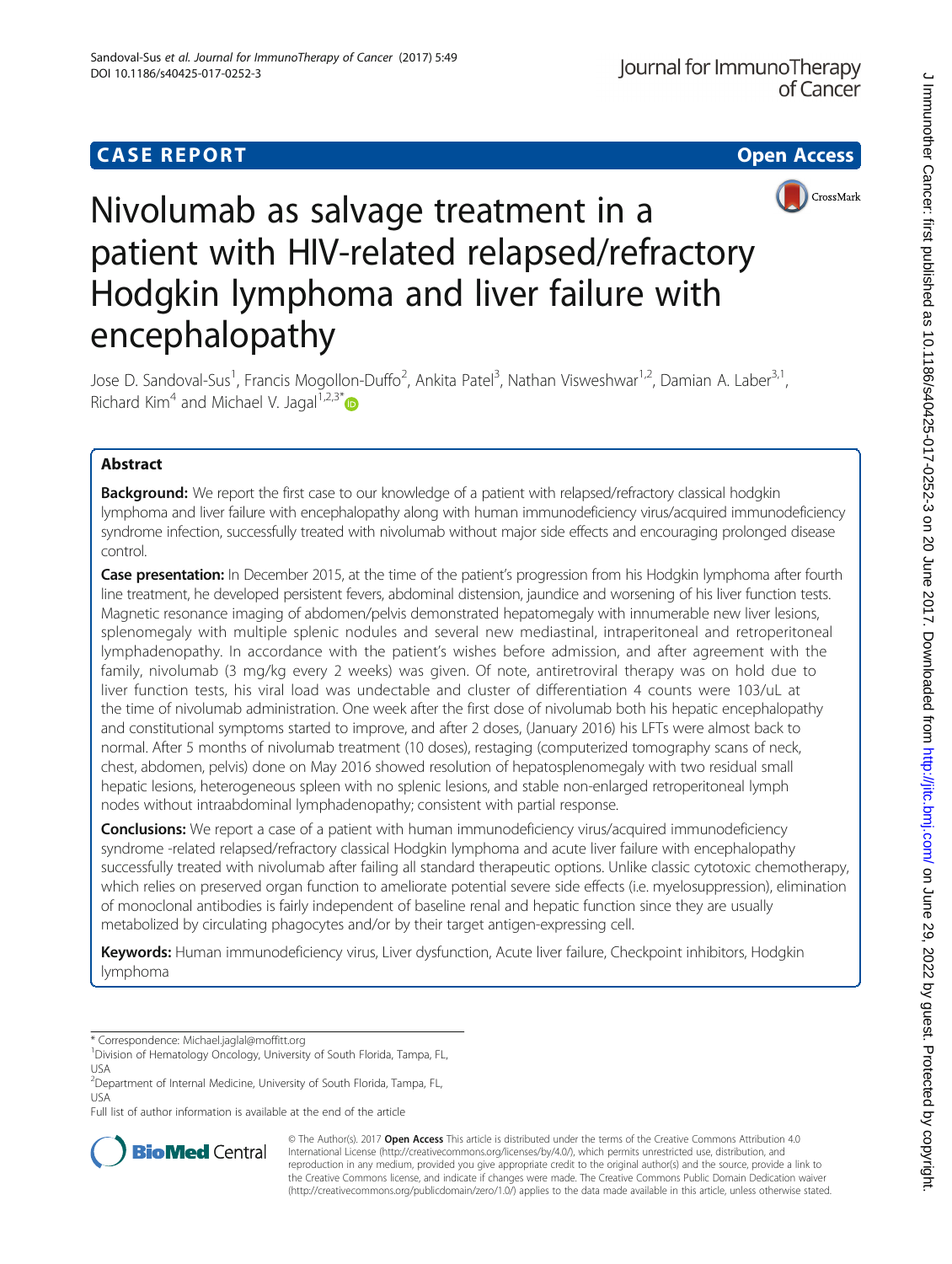CASE REPORT Open Access

# Nivolumab as salvage treatment in a patient with HIV-related relapsed/refractory Hodgkin lymphoma and liver failure with encephalopathy

Jose D. Sandoval-Sus[1], Francis Mogollon-Duffo[2], Ankita Patel[3], Nathan Visweshwar[1,2], Damian A. Laber[3,1], Richard Kim[4] and Michael V. Jagal[1,2,3*]

## Abstract

**Background:** We report the first case to our knowledge of a patient with relapsed/refractory classical hodgkin lymphoma and liver failure with encephalopathy along with human immunodeficiency virus/acquired immunodeficiency syndrome infection, successfully treated with nivolumab without major side effects and encouraging prolonged disease control.

**Case presentation:** In December 2015, at the time of the patient's progression from his Hodgkin lymphoma after fourth line treatment, he developed persistent fevers, abdominal distension, jaundice and worsening of his liver function tests. Magnetic resonance imaging of abdomen/pelvis demonstrated hepatomegaly with innumerable new liver lesions, splenomegaly with multiple splenic nodules and several new mediastinal, intraperitoneal and retroperitoneal lymphadenopathy. In accordance with the patient's wishes before admission, and after agreement with the family, nivolumab (3 mg/kg every 2 weeks) was given. Of note, antiretroviral therapy was on hold due to liver function tests, his viral load was undectable and cluster of differentiation 4 counts were 103/uL at the time of nivolumab administration. One week after the first dose of nivolumab both his hepatic encephalopathy and constitutional symptoms started to improve, and after 2 doses, (January 2016) his LFTs were almost back to normal. After 5 months of nivolumab treatment (10 doses), restaging (computerized tomography scans of neck, chest, abdomen, pelvis) done on May 2016 showed resolution of hepatosplenomegaly with two residual small hepatic lesions, heterogeneous spleen with no splenic lesions, and stable non-enlarged retroperitoneal lymph nodes without intraabdominal lymphadenopathy; consistent with partial response.

**Conclusions:** We report a case of a patient with human immunodeficiency virus/acquired immunodeficiency syndrome -related relapsed/refractory classical Hodgkin lymphoma and acute liver failure with encephalopathy successfully treated with nivolumab after failing all standard therapeutic options. Unlike classic cytotoxic chemotherapy, which relies on preserved organ function to ameliorate potential severe side effects (i.e. myelosuppression), elimination of monoclonal antibodies is fairly independent of baseline renal and hepatic function since they are usually metabolized by circulating phagocytes and/or by their target antigen-expressing cell.

**Keywords:** Human immunodeficiency virus, Liver dysfunction, Acute liver failure, Checkpoint inhibitors, Hodgkin lymphoma

---

\* Correspondence: Michael.jaglal@moffitt.org

[1]Division of Hematology Oncology, University of South Florida, Tampa, FL, USA

[2]Department of Internal Medicine, University of South Florida, Tampa, FL, USA

Full list of author information is available at the end of the article

© The Author(s). 2017 **Open Access** This article is distributed under the terms of the Creative Commons Attribution 4.0 International License (http://creativecommons.org/licenses/by/4.0/), which permits unrestricted use, distribution, and reproduction in any medium, provided you give appropriate credit to the original author(s) and the source, provide a link to the Creative Commons license, and indicate if changes were made. The Creative Commons Public Domain Dedication waiver (http://creativecommons.org/publicdomain/zero/1.0/) applies to the data made available in this article, unless otherwise stated.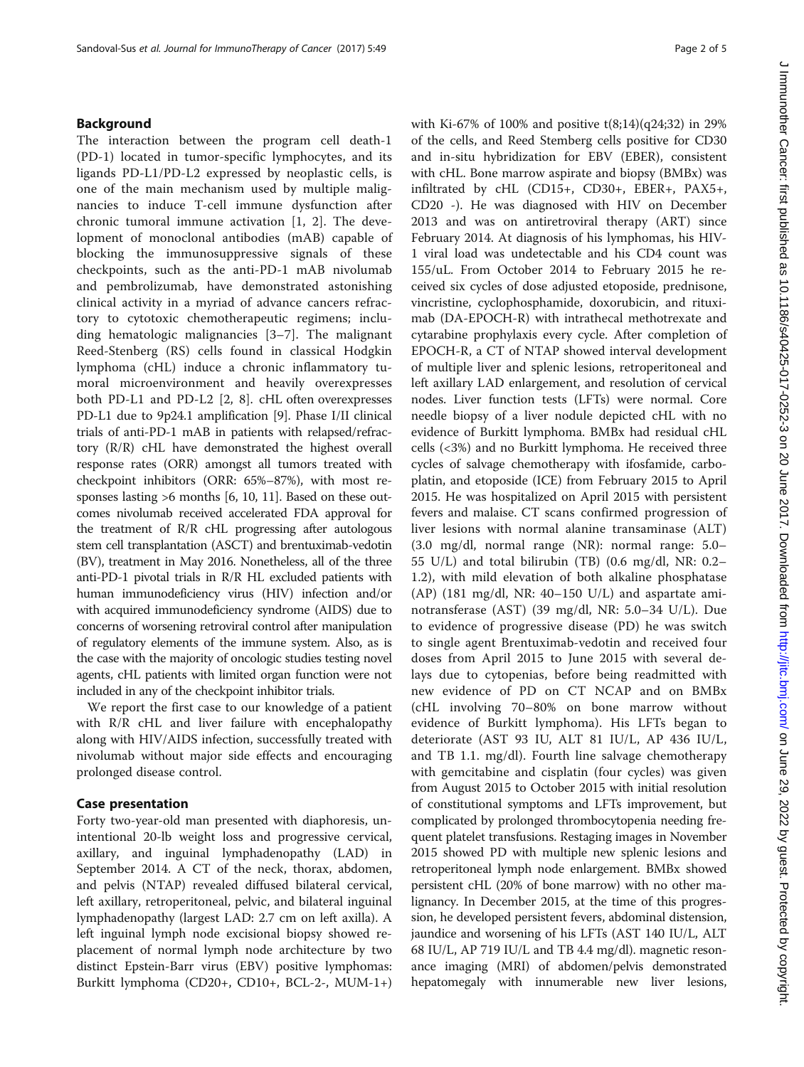## Background

The interaction between the program cell death-1 (PD-1) located in tumor-specific lymphocytes, and its ligands PD-L1/PD-L2 expressed by neoplastic cells, is one of the main mechanism used by multiple malignancies to induce T-cell immune dysfunction after chronic tumoral immune activation [1, 2]. The development of monoclonal antibodies (mAB) capable of blocking the immunosuppressive signals of these checkpoints, such as the anti-PD-1 mAB nivolumab and pembrolizumab, have demonstrated astonishing clinical activity in a myriad of advance cancers refractory to cytotoxic chemotherapeutic regimens; including hematologic malignancies [3–7]. The malignant Reed-Stenberg (RS) cells found in classical Hodgkin lymphoma (cHL) induce a chronic inflammatory tumoral microenvironment and heavily overexpresses both PD-L1 and PD-L2 [2, 8]. cHL often overexpresses PD-L1 due to 9p24.1 amplification [9]. Phase I/II clinical trials of anti-PD-1 mAB in patients with relapsed/refractory (R/R) cHL have demonstrated the highest overall response rates (ORR) amongst all tumors treated with checkpoint inhibitors (ORR: 65%–87%), with most responses lasting >6 months [6, 10, 11]. Based on these outcomes nivolumab received accelerated FDA approval for the treatment of R/R cHL progressing after autologous stem cell transplantation (ASCT) and brentuximab-vedotin (BV), treatment in May 2016. Nonetheless, all of the three anti-PD-1 pivotal trials in R/R HL excluded patients with human immunodeficiency virus (HIV) infection and/or with acquired immunodeficiency syndrome (AIDS) due to concerns of worsening retroviral control after manipulation of regulatory elements of the immune system. Also, as is the case with the majority of oncologic studies testing novel agents, cHL patients with limited organ function were not included in any of the checkpoint inhibitor trials.

We report the first case to our knowledge of a patient with R/R cHL and liver failure with encephalopathy along with HIV/AIDS infection, successfully treated with nivolumab without major side effects and encouraging prolonged disease control.

## Case presentation

Forty two-year-old man presented with diaphoresis, unintentional 20-lb weight loss and progressive cervical, axillary, and inguinal lymphadenopathy (LAD) in September 2014. A CT of the neck, thorax, abdomen, and pelvis (NTAP) revealed diffused bilateral cervical, left axillary, retroperitoneal, pelvic, and bilateral inguinal lymphadenopathy (largest LAD: 2.7 cm on left axilla). A left inguinal lymph node excisional biopsy showed replacement of normal lymph node architecture by two distinct Epstein-Barr virus (EBV) positive lymphomas: Burkitt lymphoma (CD20+, CD10+, BCL-2-, MUM-1+) with Ki-67% of 100% and positive t(8;14)(q24;32) in 29% of the cells, and Reed Stemberg cells positive for CD30 and in-situ hybridization for EBV (EBER), consistent with cHL. Bone marrow aspirate and biopsy (BMBx) was infiltrated by cHL (CD15+, CD30+, EBER+, PAX5+, CD20 -). He was diagnosed with HIV on December 2013 and was on antiretroviral therapy (ART) since February 2014. At diagnosis of his lymphomas, his HIV-1 viral load was undetectable and his CD4 count was 155/uL. From October 2014 to February 2015 he received six cycles of dose adjusted etoposide, prednisone, vincristine, cyclophosphamide, doxorubicin, and rituximab (DA-EPOCH-R) with intrathecal methotrexate and cytarabine prophylaxis every cycle. After completion of EPOCH-R, a CT of NTAP showed interval development of multiple liver and splenic lesions, retroperitoneal and left axillary LAD enlargement, and resolution of cervical nodes. Liver function tests (LFTs) were normal. Core needle biopsy of a liver nodule depicted cHL with no evidence of Burkitt lymphoma. BMBx had residual cHL cells (<3%) and no Burkitt lymphoma. He received three cycles of salvage chemotherapy with ifosfamide, carboplatin, and etoposide (ICE) from February 2015 to April 2015. He was hospitalized on April 2015 with persistent fevers and malaise. CT scans confirmed progression of liver lesions with normal alanine transaminase (ALT) (3.0 mg/dl, normal range (NR): normal range: 5.0–55 U/L) and total bilirubin (TB) (0.6 mg/dl, NR: 0.2–1.2), with mild elevation of both alkaline phosphatase (AP) (181 mg/dl, NR: 40–150 U/L) and aspartate aminotransferase (AST) (39 mg/dl, NR: 5.0–34 U/L). Due to evidence of progressive disease (PD) he was switch to single agent Brentuximab-vedotin and received four doses from April 2015 to June 2015 with several delays due to cytopenias, before being readmitted with new evidence of PD on CT NCAP and on BMBx (cHL involving 70–80% on bone marrow without evidence of Burkitt lymphoma). His LFTs began to deteriorate (AST 93 IU, ALT 81 IU/L, AP 436 IU/L, and TB 1.1. mg/dl). Fourth line salvage chemotherapy with gemcitabine and cisplatin (four cycles) was given from August 2015 to October 2015 with initial resolution of constitutional symptoms and LFTs improvement, but complicated by prolonged thrombocytopenia needing frequent platelet transfusions. Restaging images in November 2015 showed PD with multiple new splenic lesions and retroperitoneal lymph node enlargement. BMBx showed persistent cHL (20% of bone marrow) with no other malignancy. In December 2015, at the time of this progression, he developed persistent fevers, abdominal distension, jaundice and worsening of his LFTs (AST 140 IU/L, ALT 68 IU/L, AP 719 IU/L and TB 4.4 mg/dl). magnetic resonance imaging (MRI) of abdomen/pelvis demonstrated hepatomegaly with innumerable new liver lesions,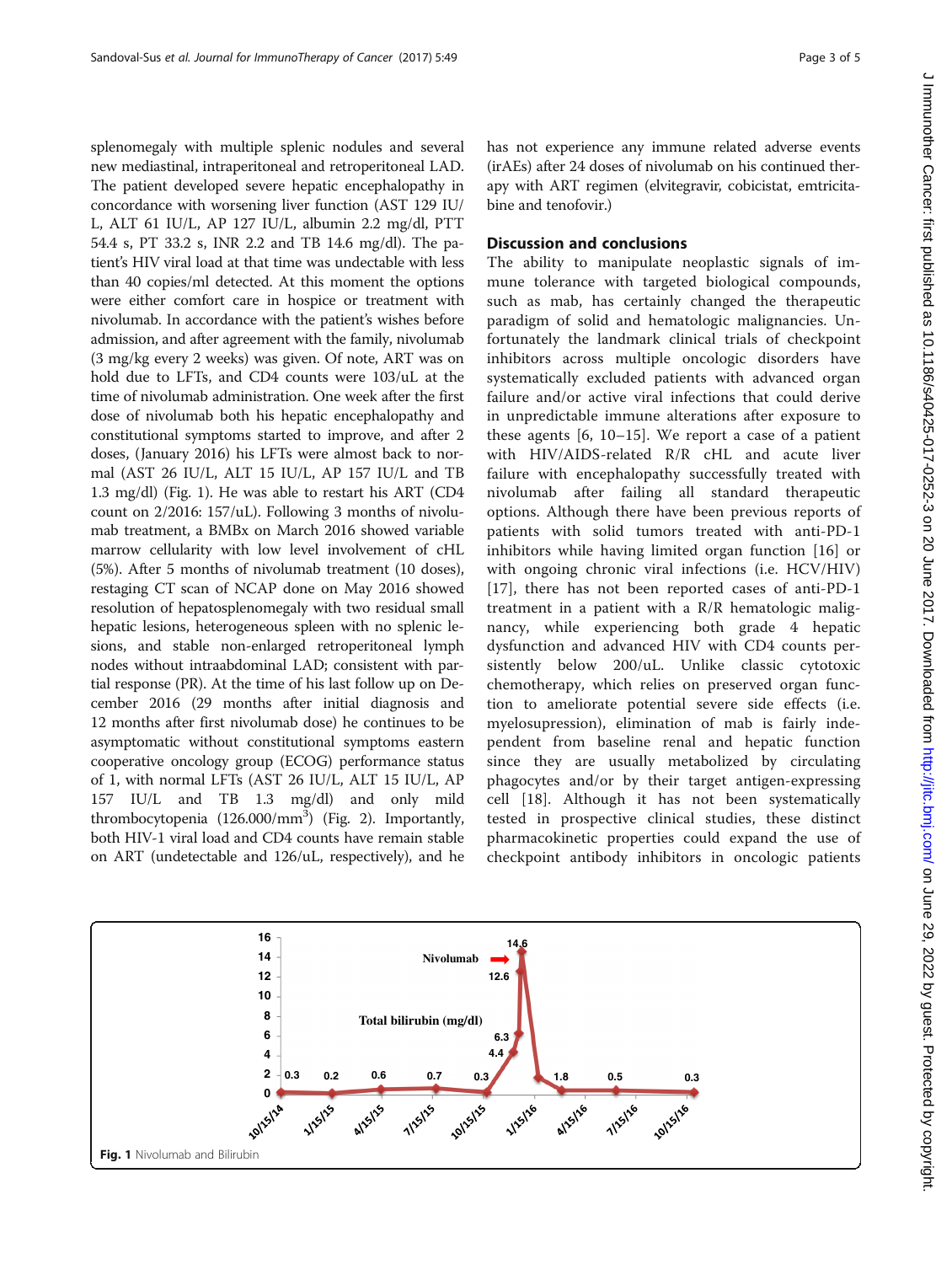splenomegaly with multiple splenic nodules and several new mediastinal, intraperitoneal and retroperitoneal LAD. The patient developed severe hepatic encephalopathy in concordance with worsening liver function (AST 129 IU/L, ALT 61 IU/L, AP 127 IU/L, albumin 2.2 mg/dl, PTT 54.4 s, PT 33.2 s, INR 2.2 and TB 14.6 mg/dl). The patient's HIV viral load at that time was undectable with less than 40 copies/ml detected. At this moment the options were either comfort care in hospice or treatment with nivolumab. In accordance with the patient's wishes before admission, and after agreement with the family, nivolumab (3 mg/kg every 2 weeks) was given. Of note, ART was on hold due to LFTs, and CD4 counts were 103/uL at the time of nivolumab administration. One week after the first dose of nivolumab both his hepatic encephalopathy and constitutional symptoms started to improve, and after 2 doses, (January 2016) his LFTs were almost back to normal (AST 26 IU/L, ALT 15 IU/L, AP 157 IU/L and TB 1.3 mg/dl) (Fig. 1). He was able to restart his ART (CD4 count on 2/2016: 157/uL). Following 3 months of nivolumab treatment, a BMBx on March 2016 showed variable marrow cellularity with low level involvement of cHL (5%). After 5 months of nivolumab treatment (10 doses), restaging CT scan of NCAP done on May 2016 showed resolution of hepatosplenomegaly with two residual small hepatic lesions, heterogeneous spleen with no splenic lesions, and stable non-enlarged retroperitoneal lymph nodes without intraabdominal LAD; consistent with partial response (PR). At the time of his last follow up on December 2016 (29 months after initial diagnosis and 12 months after first nivolumab dose) he continues to be asymptomatic without constitutional symptoms eastern cooperative oncology group (ECOG) performance status of 1, with normal LFTs (AST 26 IU/L, ALT 15 IU/L, AP 157 IU/L and TB 1.3 mg/dl) and only mild thrombocytopenia (126.000/mm$^3$) (Fig. 2). Importantly, both HIV-1 viral load and CD4 counts have remain stable on ART (undetectable and 126/uL, respectively), and he has not experience any immune related adverse events (irAEs) after 24 doses of nivolumab on his continued therapy with ART regimen (elvitegravir, cobicistat, emtricitabine and tenofovir.)

## Discussion and conclusions

The ability to manipulate neoplastic signals of immune tolerance with targeted biological compounds, such as mab, has certainly changed the therapeutic paradigm of solid and hematologic malignancies. Unfortunately the landmark clinical trials of checkpoint inhibitors across multiple oncologic disorders have systematically excluded patients with advanced organ failure and/or active viral infections that could derive in unpredictable immune alterations after exposure to these agents [6, 10–15]. We report a case of a patient with HIV/AIDS-related R/R cHL and acute liver failure with encephalopathy successfully treated with nivolumab after failing all standard therapeutic options. Although there have been previous reports of patients with solid tumors treated with anti-PD-1 inhibitors while having limited organ function [16] or with ongoing chronic viral infections (i.e. HCV/HIV) [17], there has not been reported cases of anti-PD-1 treatment in a patient with a R/R hematologic malignancy, while experiencing both grade 4 hepatic dysfunction and advanced HIV with CD4 counts persistently below 200/uL. Unlike classic cytotoxic chemotherapy, which relies on preserved organ function to ameliorate potential severe side effects (i.e. myelosupression), elimination of mab is fairly independent from baseline renal and hepatic function since they are usually metabolized by circulating phagocytes and/or by their target antigen-expressing cell [18]. Although it has not been systematically tested in prospective clinical studies, these distinct pharmacokinetic properties could expand the use of checkpoint antibody inhibitors in oncologic patients

**Fig. 1** Nivolumab and Bilirubin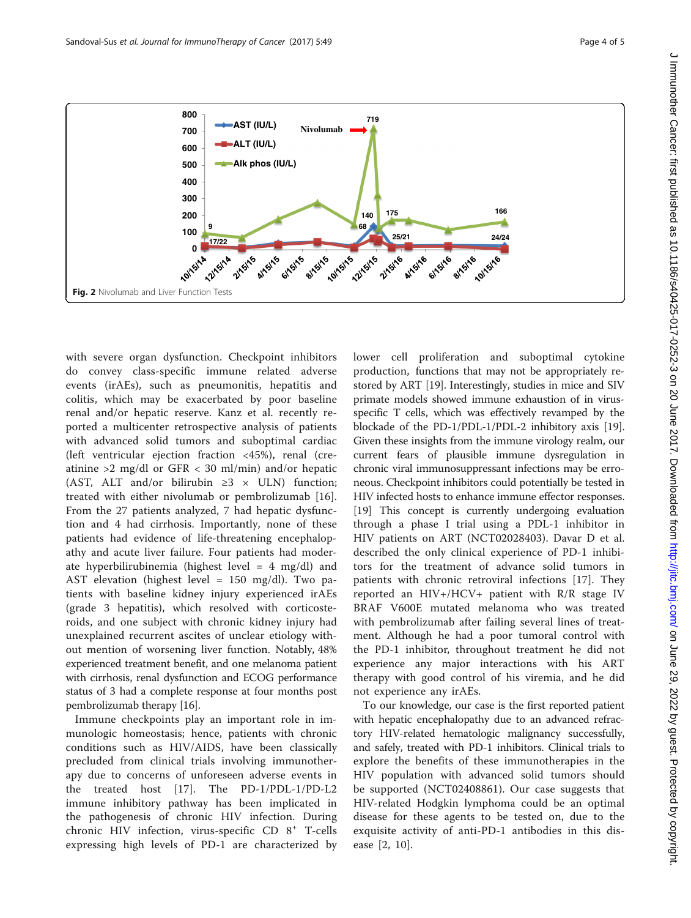Fig. 2 Nivolumab and Liver Function Tests

with severe organ dysfunction. Checkpoint inhibitors do convey class-specific immune related adverse events (irAEs), such as pneumonitis, hepatitis and colitis, which may be exacerbated by poor baseline renal and/or hepatic reserve. Kanz et al. recently reported a multicenter retrospective analysis of patients with advanced solid tumors and suboptimal cardiac (left ventricular ejection fraction <45%), renal (creatinine >2 mg/dl or GFR < 30 ml/min) and/or hepatic (AST, ALT and/or bilirubin $\geq 3 \times$ ULN) function; treated with either nivolumab or pembrolizumab [16]. From the 27 patients analyzed, 7 had hepatic dysfunction and 4 had cirrhosis. Importantly, none of these patients had evidence of life-threatening encephalopathy and acute liver failure. Four patients had moderate hyperbilirubinemia (highest level = 4 mg/dl) and AST elevation (highest level = 150 mg/dl). Two patients with baseline kidney injury experienced irAEs (grade 3 hepatitis), which resolved with corticosteroids, and one subject with chronic kidney injury had unexplained recurrent ascites of unclear etiology without mention of worsening liver function. Notably, 48% experienced treatment benefit, and one melanoma patient with cirrhosis, renal dysfunction and ECOG performance status of 3 had a complete response at four months post pembrolizumab therapy [16].

Immune checkpoints play an important role in immunologic homeostasis; hence, patients with chronic conditions such as HIV/AIDS, have been classically precluded from clinical trials involving immunotherapy due to concerns of unforeseen adverse events in the treated host [17]. The PD-1/PDL-1/PDL-2 immune inhibitory pathway has been implicated in the pathogenesis of chronic HIV infection. During chronic HIV infection, virus-specific CD $8^+$ T-cells expressing high levels of PD-1 are characterized by lower cell proliferation and suboptimal cytokine production, functions that may not be appropriately restored by ART [19]. Interestingly, studies in mice and SIV primate models showed immune exhaustion of in virus-specific T cells, which was effectively revamped by the blockade of the PD-1/PDL-1/PDL-2 inhibitory axis [19]. Given these insights from the immune virology realm, our current fears of plausible immune dysregulation in chronic viral immunosuppressant infections may be erroneous. Checkpoint inhibitors could potentially be tested in HIV infected hosts to enhance immune effector responses. [19] This concept is currently undergoing evaluation through a phase I trial using a PDL-1 inhibitor in HIV patients on ART (NCT02028403). Davar D et al. described the only clinical experience of PD-1 inhibitors for the treatment of advance solid tumors in patients with chronic retroviral infections [17]. They reported an HIV+/HCV+ patient with R/R stage IV BRAF V600E mutated melanoma who was treated with pembrolizumab after failing several lines of treatment. Although he had a poor tumoral control with the PD-1 inhibitor, throughout treatment he did not experience any major interactions with his ART therapy with good control of his viremia, and he did not experience any irAEs.

To our knowledge, our case is the first reported patient with hepatic encephalopathy due to an advanced refractory HIV-related hematologic malignancy successfully, and safely, treated with PD-1 inhibitors. Clinical trials to explore the benefits of these immunotherapies in the HIV population with advanced solid tumors should be supported (NCT02408861). Our case suggests that HIV-related Hodgkin lymphoma could be an optimal disease for these agents to be tested on, due to the exquisite activity of anti-PD-1 antibodies in this disease [2, 10].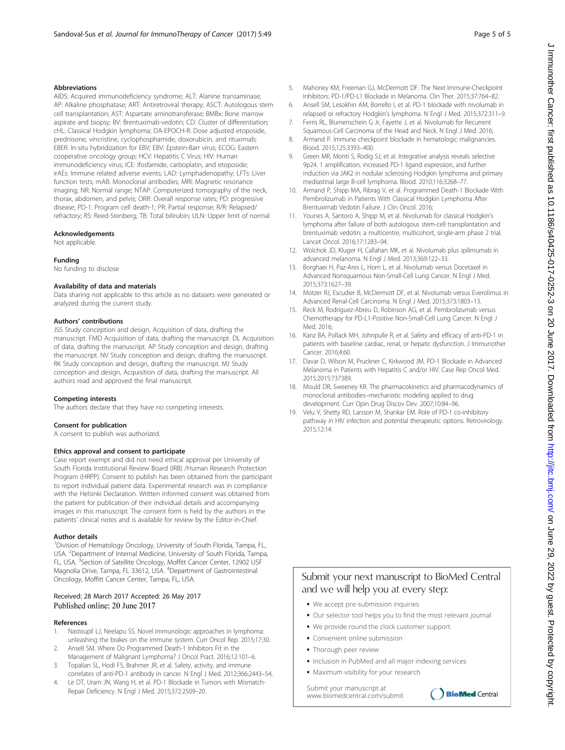### Abbreviations

AIDS: Acquired immunodeficiency syndrome; ALT: Alanine transaminase; AP: Alkaline phosphatase; ART: Antiretroviral therapy; ASCT: Autologous stem cell transplantation; AST: Aspartate aminotransferase; BMBx: Bone marrow aspirate and biopsy; BV: Brentuximab-vedotin; CD: Cluster of differentiation; cHL: Classical Hodgkin lymphoma; DA-EPOCH-R: Dose adjusted etoposide, prednisone, vincristine, cyclophosphamide, doxorubicin, and rituximab; EBER: In-situ hybridization for EBV; EBV: Epstein-Barr virus; ECOG: Eastern cooperative oncology group; HCV: Hepatitis C Virus; HIV: Human immunodeficiency virus; ICE: Ifosfamide, carboplatin, and etoposide; irAEs: Immune related adverse events; LAD: Lymphadenopathy; LFTs: Liver function tests; mAB: Monoclonal antibodies; MRI: Magnetic resonance imaging; NR: Normal range; NTAP: Computerized tomography of the neck, thorax, abdomen, and pelvis; ORR: Overall response rates; PD: progressive disease; PD-1: Program cell death-1; PR: Partial response; R/R: Relapsed/refractory; RS: Reed-Stenberg; TB: Total bilirubin; ULN: Upper limit of normal

### Acknowledgements

Not applicable.

### Funding

No funding to disclose

### Availability of data and materials

Data sharing not applicable to this article as no datasets were generated or analyzed during the current study.

### Authors' contributions

JSS Study conception and design, Acquisition of data, drafting the manuscript. FMD Acquisition of data, drafting the manuscript. DL Acquisition of data, drafting the manuscript. AP Study conception and design, drafting the manuscript. NV Study conception and design, drafting the manuscript. RK Study conception and design, drafting the manuscript. MJ Study conception and design, Acquisition of data, drafting the manuscript. All authors read and approved the final manuscript.

### Competing interests

The authors declare that they have no competing interests.

### Consent for publication

A consent to publish was authorized.

### Ethics approval and consent to participate

Case report exempt and did not need ethical approval per University of South Florida Institutional Review Board (IRB) /Human Research Protection Program (HRPP). Consent to publish has been obtained from the participant to report individual patient data. Experimental research was in compliance with the Helsinki Declaration. Written informed consent was obtained from the patient for publication of their individual details and accompanying images in this manuscript. The consent form is held by the authors in the patients' clinical notes and is available for review by the Editor-in-Chief.

### Author details

[1]Division of Hematology Oncology, University of South Florida, Tampa, FL, USA. [2]Department of Internal Medicine, University of South Florida, Tampa, FL, USA. [3]Section of Satellite Oncology, Moffitt Cancer Center, 12902 USF Magnolia Drive, Tampa, FL 33612, USA. [4]Department of Gastrointestinal Oncology, Moffitt Cancer Center, Tampa, FL, USA.

Received: 28 March 2017 Accepted: 26 May 2017
Published online: 20 June 2017

### References

1. Nastoupil LJ, Neelapu SS. Novel immunologic approaches in lymphoma: unleashing the brakes on the immune system. Curr Oncol Rep. 2015;17:30.
2. Ansell SM. Where Do Programmed Death-1 Inhibitors Fit in the Management of Malignant Lymphoma? J Oncol Pract. 2016;12:101–6.
3. Topalian SL, Hodi FS, Brahmer JR, et al. Safety, activity, and immune correlates of anti-PD-1 antibody in cancer. N Engl J Med. 2012;366:2443–54.
4. Le DT, Uram JN, Wang H, et al. PD-1 Blockade in Tumors with Mismatch-Repair Deficiency. N Engl J Med. 2015;372:2509–20.
5. Mahoney KM, Freeman GJ, McDermott DF. The Next Immune-Checkpoint Inhibitors: PD-1/PD-L1 Blockade in Melanoma. Clin Ther. 2015;37:764–82.
6. Ansell SM, Lesokhin AM, Borrello I, et al. PD-1 blockade with nivolumab in relapsed or refractory Hodgkin's lymphoma. N Engl J Med. 2015;372:311–9.
7. Ferris RL, Blumenschein G Jr, Fayette J, et al. Nivolumab for Recurrent Squamous-Cell Carcinoma of the Head and Neck. N Engl J Med. 2016;
8. Armand P. Immune checkpoint blockade in hematologic malignancies. Blood. 2015;125:3393–400.
9. Green MR, Monti S, Rodig SJ, et al. Integrative analysis reveals selective 9p24. 1 amplification, increased PD-1 ligand expression, and further induction via JAK2 in nodular sclerosing Hodgkin lymphoma and primary mediastinal large B-cell lymphoma. Blood. 2010;116:3268–77.
10. Armand P, Shipp MA, Ribrag V, et al. Programmed Death-1 Blockade With Pembrolizumab in Patients With Classical Hodgkin Lymphoma After Brentuximab Vedotin Failure. J Clin Oncol. 2016;
11. Younes A, Santoro A, Shipp M, et al. Nivolumab for classical Hodgkin's lymphoma after failure of both autologous stem-cell transplantation and brentuximab vedotin: a multicentre, multicohort, single-arm phase 2 trial. Lancet Oncol. 2016;17:1283–94.
12. Wolchok JD, Kluger H, Callahan MK, et al. Nivolumab plus ipilimumab in advanced melanoma. N Engl J Med. 2013;369:122–33.
13. Borghaei H, Paz-Ares L, Horn L, et al. Nivolumab versus Docetaxel in Advanced Nonsquamous Non-Small-Cell Lung Cancer. N Engl J Med. 2015;373:1627–39.
14. Motzer RJ, Escudier B, McDermott DF, et al. Nivolumab versus Everolimus in Advanced Renal-Cell Carcinoma. N Engl J Med. 2015;373:1803–13.
15. Reck M, Rodriguez-Abreu D, Robinson AG, et al. Pembrolizumab versus Chemotherapy for PD-L1-Positive Non-Small-Cell Lung Cancer. N Engl J Med. 2016;
16. Kanz BA, Pollack MH, Johnpulle R, et al. Safety and efficacy of anti-PD-1 in patients with baseline cardiac, renal, or hepatic dysfunction. J Immunother Cancer. 2016;4:60.
17. Davar D, Wilson M, Pruckner C, Kirkwood JM. PD-1 Blockade in Advanced Melanoma in Patients with Hepatitis C and/or HIV. Case Rep Oncol Med. 2015;2015:737389.
18. Mould DR, Sweeney KR. The pharmacokinetics and pharmacodynamics of monoclonal antibodies–mechanistic modeling applied to drug development. Curr Opin Drug Discov Dev. 2007;10:84–96.
19. Velu V, Shetty RD, Larsson M, Shankar EM. Role of PD-1 co-inhibitory pathway in HIV infection and potential therapeutic options. Retrovirology. 2015;12:14.